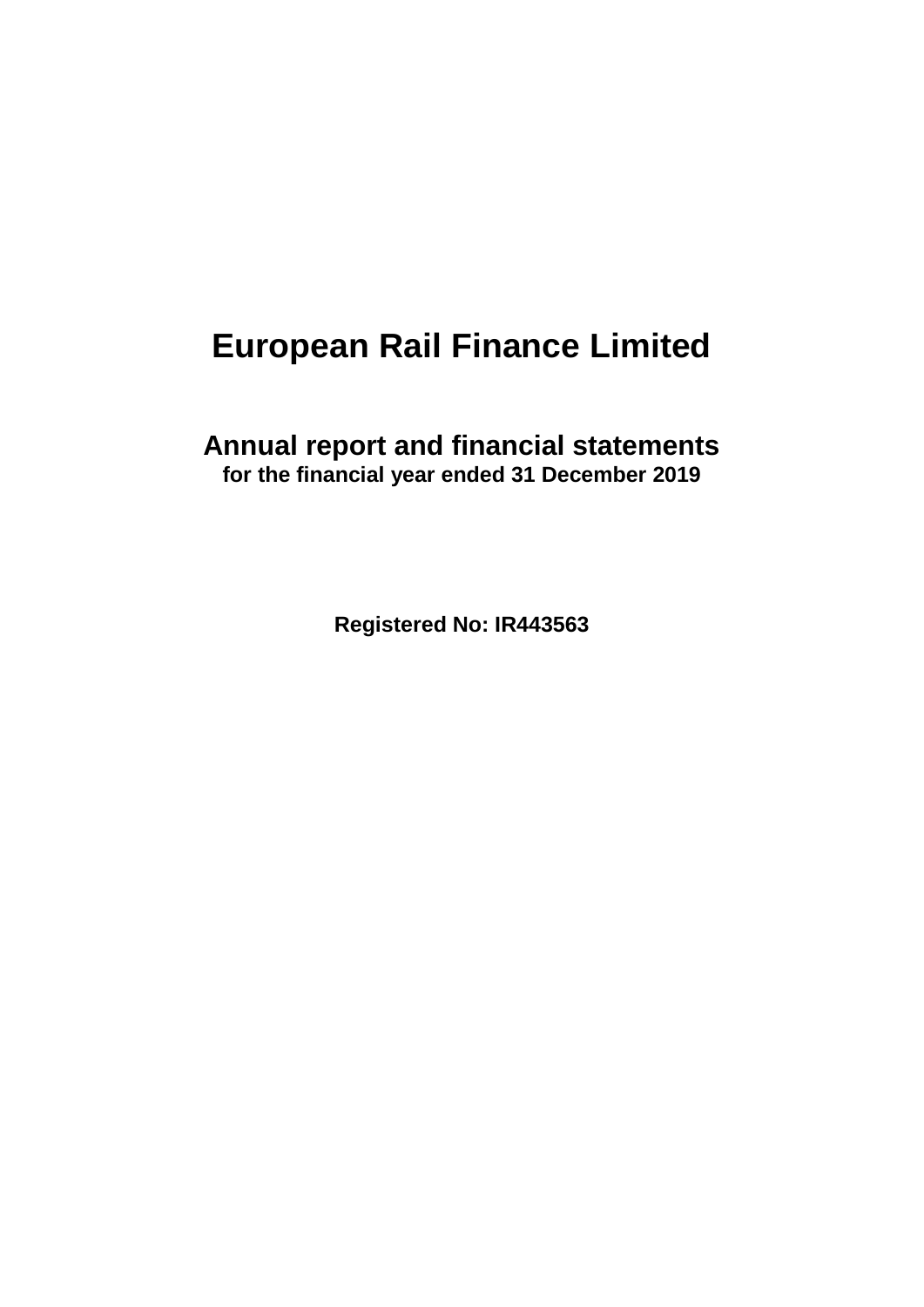# European Rail Finance Limited

## Annual report and financial statements

**for the financial year ended 31 December 2019**

**Registered No: IR443563**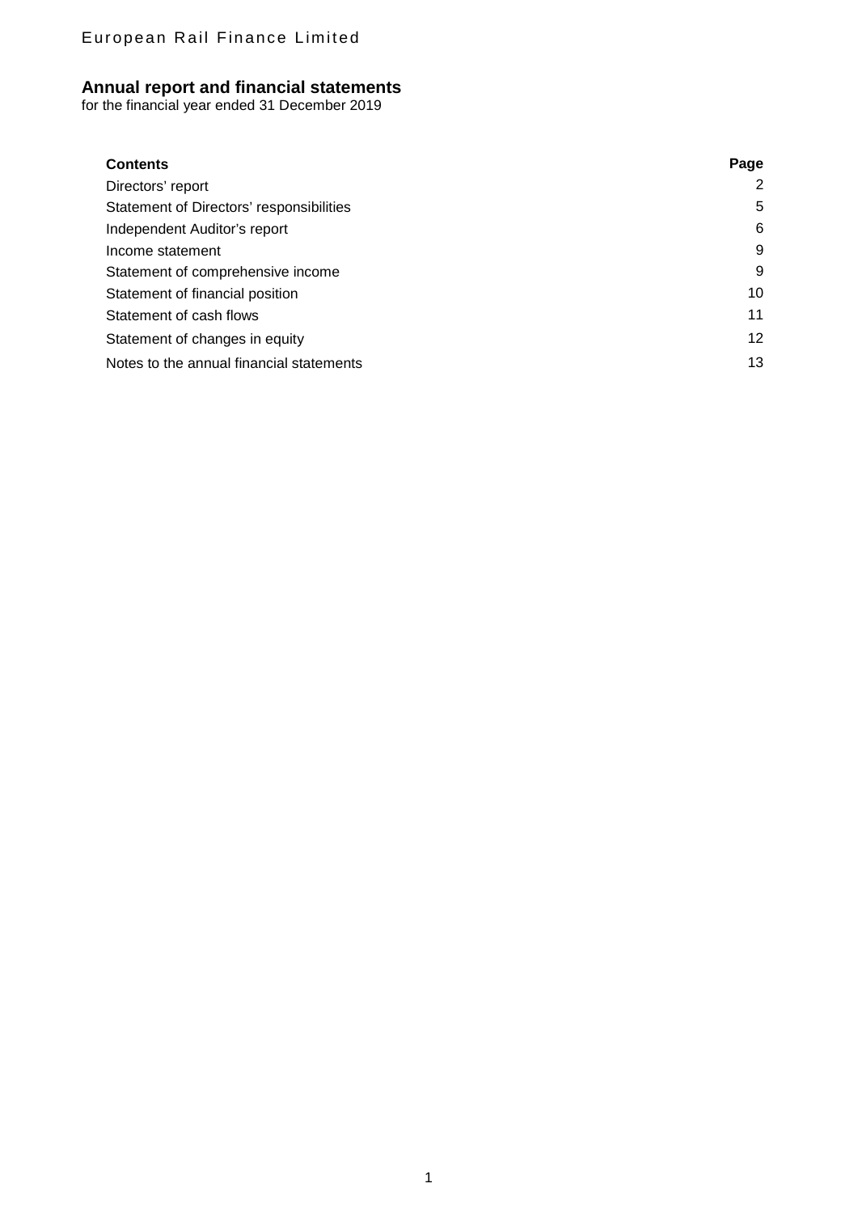European Rail Finance Limited

# Annual report and financial statements

for the financial year ended 31 December 2019

| Contents | Page |
| --- | --- |
| Directors' report | 2 |
| Statement of Directors' responsibilities | 5 |
| Independent Auditor's report | 6 |
| Income statement | 9 |
| Statement of comprehensive income | 9 |
| Statement of financial position | 10 |
| Statement of cash flows | 11 |
| Statement of changes in equity | 12 |
| Notes to the annual financial statements | 13 |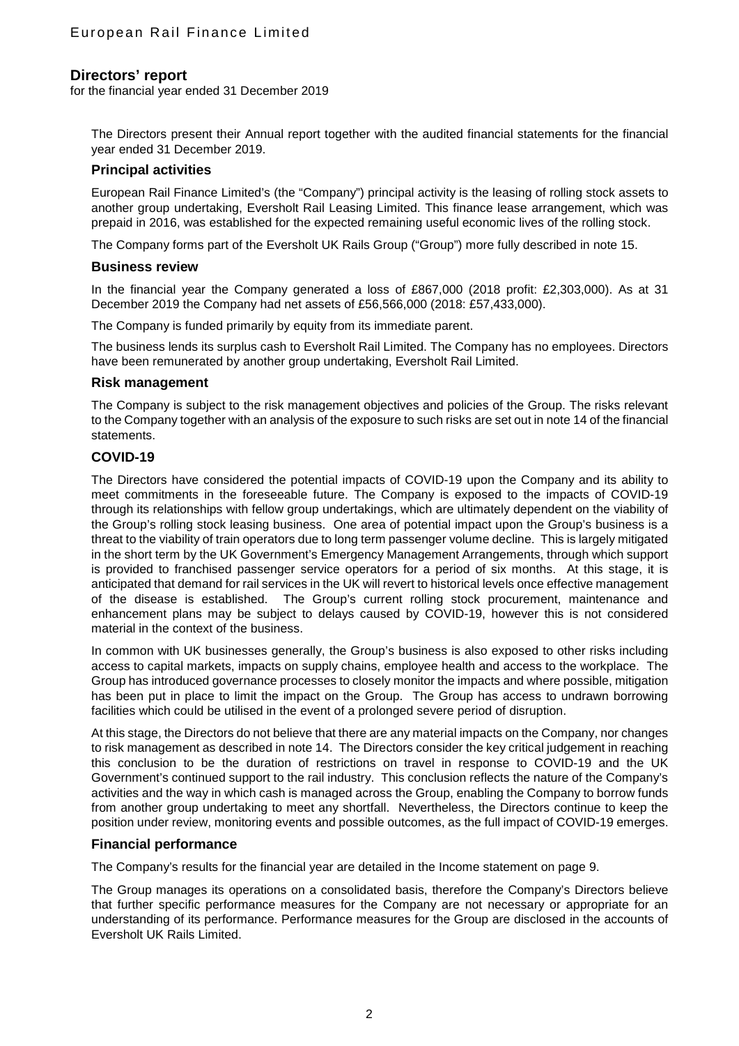# Directors' report

for the financial year ended 31 December 2019

The Directors present their Annual report together with the audited financial statements for the financial year ended 31 December 2019.

## Principal activities

European Rail Finance Limited's (the "Company") principal activity is the leasing of rolling stock assets to another group undertaking, Eversholt Rail Leasing Limited. This finance lease arrangement, which was prepaid in 2016, was established for the expected remaining useful economic lives of the rolling stock.

The Company forms part of the Eversholt UK Rails Group ("Group") more fully described in note 15.

## Business review

In the financial year the Company generated a loss of £867,000 (2018 profit: £2,303,000). As at 31 December 2019 the Company had net assets of £56,566,000 (2018: £57,433,000).

The Company is funded primarily by equity from its immediate parent.

The business lends its surplus cash to Eversholt Rail Limited. The Company has no employees. Directors have been remunerated by another group undertaking, Eversholt Rail Limited.

## Risk management

The Company is subject to the risk management objectives and policies of the Group. The risks relevant to the Company together with an analysis of the exposure to such risks are set out in note 14 of the financial statements.

## COVID-19

The Directors have considered the potential impacts of COVID-19 upon the Company and its ability to meet commitments in the foreseeable future. The Company is exposed to the impacts of COVID-19 through its relationships with fellow group undertakings, which are ultimately dependent on the viability of the Group's rolling stock leasing business. One area of potential impact upon the Group's business is a threat to the viability of train operators due to long term passenger volume decline. This is largely mitigated in the short term by the UK Government's Emergency Management Arrangements, through which support is provided to franchised passenger service operators for a period of six months. At this stage, it is anticipated that demand for rail services in the UK will revert to historical levels once effective management of the disease is established. The Group's current rolling stock procurement, maintenance and enhancement plans may be subject to delays caused by COVID-19, however this is not considered material in the context of the business.

In common with UK businesses generally, the Group's business is also exposed to other risks including access to capital markets, impacts on supply chains, employee health and access to the workplace. The Group has introduced governance processes to closely monitor the impacts and where possible, mitigation has been put in place to limit the impact on the Group. The Group has access to undrawn borrowing facilities which could be utilised in the event of a prolonged severe period of disruption.

At this stage, the Directors do not believe that there are any material impacts on the Company, nor changes to risk management as described in note 14. The Directors consider the key critical judgement in reaching this conclusion to be the duration of restrictions on travel in response to COVID-19 and the UK Government's continued support to the rail industry. This conclusion reflects the nature of the Company's activities and the way in which cash is managed across the Group, enabling the Company to borrow funds from another group undertaking to meet any shortfall. Nevertheless, the Directors continue to keep the position under review, monitoring events and possible outcomes, as the full impact of COVID-19 emerges.

## Financial performance

The Company's results for the financial year are detailed in the Income statement on page 9.

The Group manages its operations on a consolidated basis, therefore the Company's Directors believe that further specific performance measures for the Company are not necessary or appropriate for an understanding of its performance. Performance measures for the Group are disclosed in the accounts of Eversholt UK Rails Limited.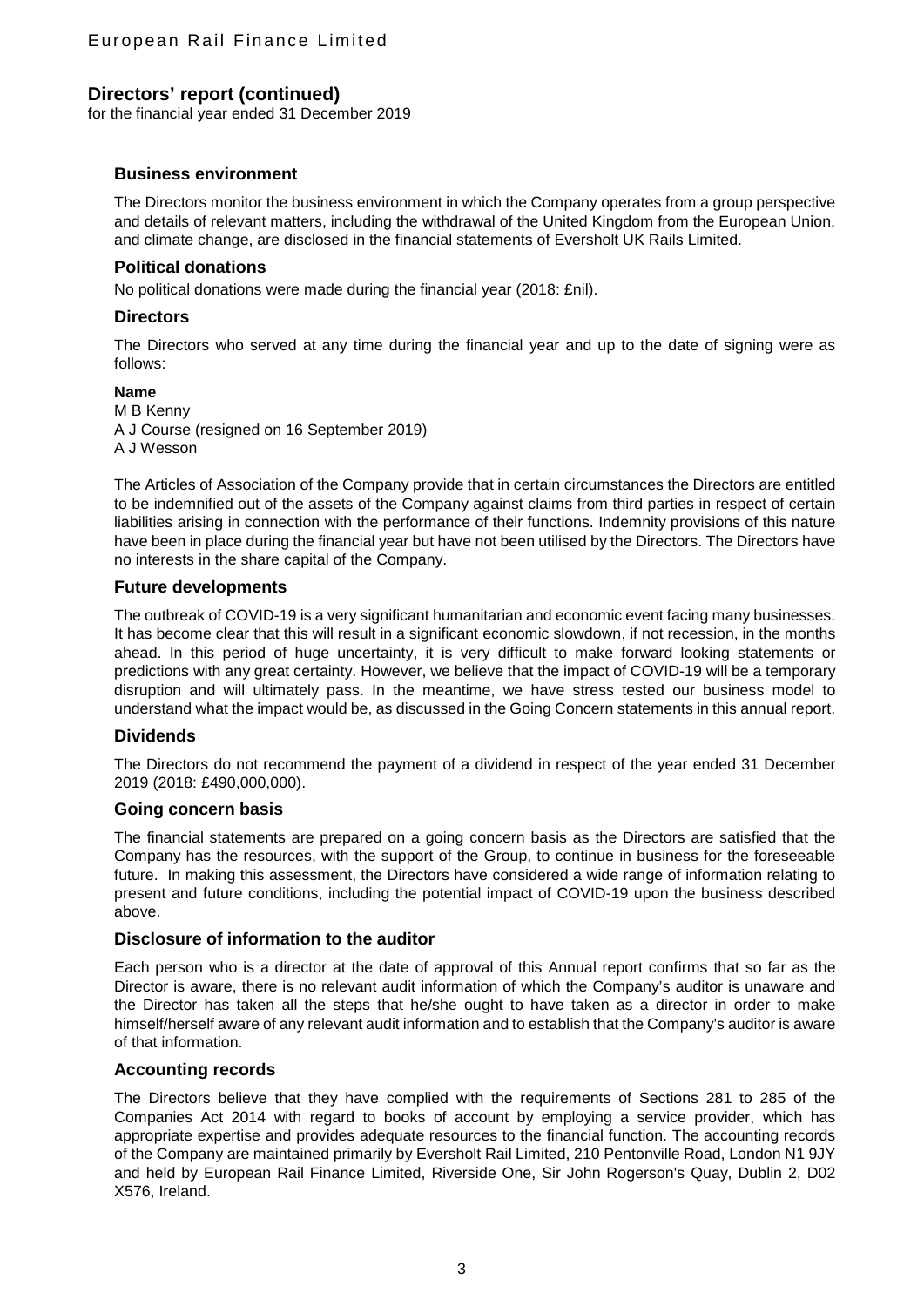# Directors' report (continued)

for the financial year ended 31 December 2019

## Business environment

The Directors monitor the business environment in which the Company operates from a group perspective and details of relevant matters, including the withdrawal of the United Kingdom from the European Union, and climate change, are disclosed in the financial statements of Eversholt UK Rails Limited.

## Political donations

No political donations were made during the financial year (2018: £nil).

## Directors

The Directors who served at any time during the financial year and up to the date of signing were as follows:

**Name**

M B Kenny
A J Course (resigned on 16 September 2019)
A J Wesson

The Articles of Association of the Company provide that in certain circumstances the Directors are entitled to be indemnified out of the assets of the Company against claims from third parties in respect of certain liabilities arising in connection with the performance of their functions. Indemnity provisions of this nature have been in place during the financial year but have not been utilised by the Directors. The Directors have no interests in the share capital of the Company.

## Future developments

The outbreak of COVID-19 is a very significant humanitarian and economic event facing many businesses. It has become clear that this will result in a significant economic slowdown, if not recession, in the months ahead. In this period of huge uncertainty, it is very difficult to make forward looking statements or predictions with any great certainty. However, we believe that the impact of COVID-19 will be a temporary disruption and will ultimately pass. In the meantime, we have stress tested our business model to understand what the impact would be, as discussed in the Going Concern statements in this annual report.

## Dividends

The Directors do not recommend the payment of a dividend in respect of the year ended 31 December 2019 (2018: £490,000,000).

## Going concern basis

The financial statements are prepared on a going concern basis as the Directors are satisfied that the Company has the resources, with the support of the Group, to continue in business for the foreseeable future. In making this assessment, the Directors have considered a wide range of information relating to present and future conditions, including the potential impact of COVID-19 upon the business described above.

## Disclosure of information to the auditor

Each person who is a director at the date of approval of this Annual report confirms that so far as the Director is aware, there is no relevant audit information of which the Company's auditor is unaware and the Director has taken all the steps that he/she ought to have taken as a director in order to make himself/herself aware of any relevant audit information and to establish that the Company's auditor is aware of that information.

## Accounting records

The Directors believe that they have complied with the requirements of Sections 281 to 285 of the Companies Act 2014 with regard to books of account by employing a service provider, which has appropriate expertise and provides adequate resources to the financial function. The accounting records of the Company are maintained primarily by Eversholt Rail Limited, 210 Pentonville Road, London N1 9JY and held by European Rail Finance Limited, Riverside One, Sir John Rogerson's Quay, Dublin 2, D02 X576, Ireland.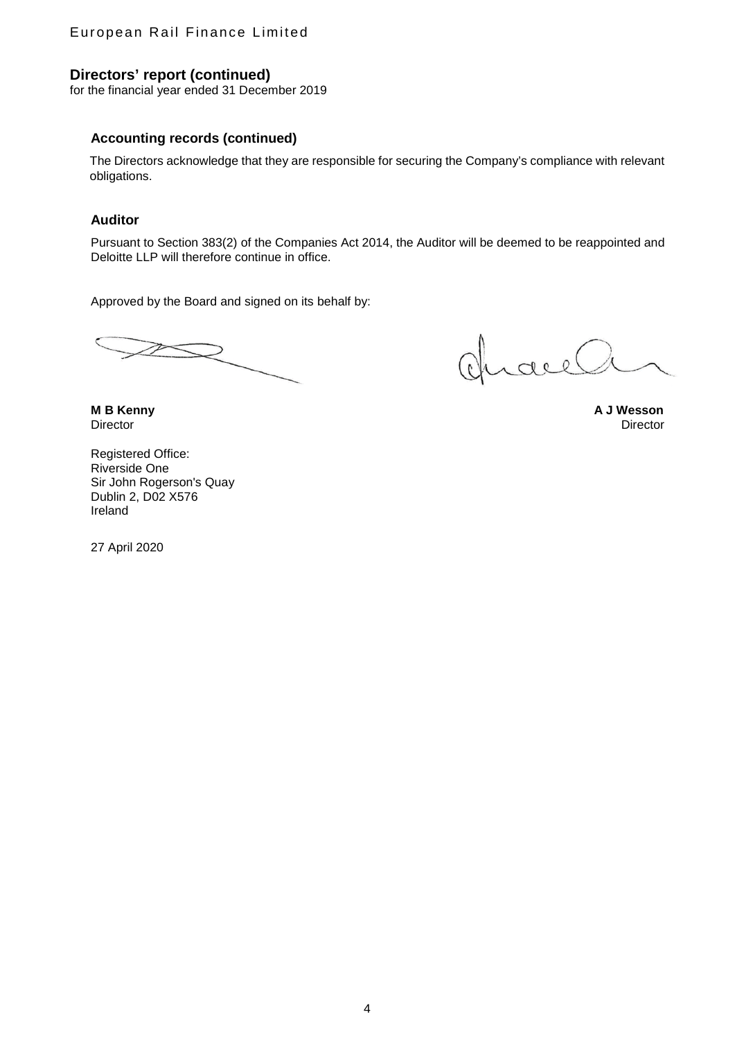## Directors' report (continued)

for the financial year ended 31 December 2019

### Accounting records (continued)

The Directors acknowledge that they are responsible for securing the Company's compliance with relevant obligations.

### Auditor

Pursuant to Section 383(2) of the Companies Act 2014, the Auditor will be deemed to be reappointed and Deloitte LLP will therefore continue in office.

Approved by the Board and signed on its behalf by:

**M B Kenny**
Director

**A J Wesson**
Director

Registered Office:
Riverside One
Sir John Rogerson's Quay
Dublin 2, D02 X576
Ireland

27 April 2020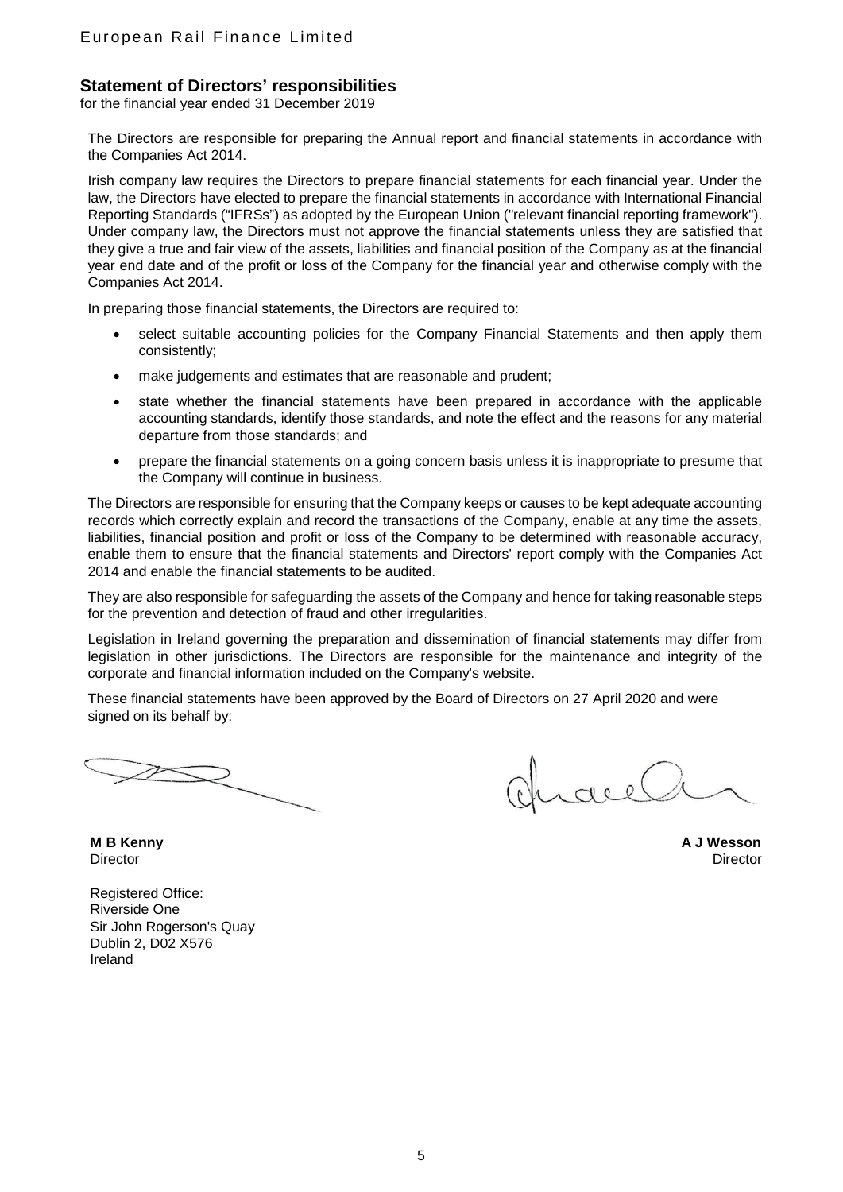## Statement of Directors' responsibilities

for the financial year ended 31 December 2019

The Directors are responsible for preparing the Annual report and financial statements in accordance with the Companies Act 2014.

Irish company law requires the Directors to prepare financial statements for each financial year. Under the law, the Directors have elected to prepare the financial statements in accordance with International Financial Reporting Standards ("IFRSs") as adopted by the European Union ("relevant financial reporting framework"). Under company law, the Directors must not approve the financial statements unless they are satisfied that they give a true and fair view of the assets, liabilities and financial position of the Company as at the financial year end date and of the profit or loss of the Company for the financial year and otherwise comply with the Companies Act 2014.

In preparing those financial statements, the Directors are required to:

- select suitable accounting policies for the Company Financial Statements and then apply them consistently;
- make judgements and estimates that are reasonable and prudent;
- state whether the financial statements have been prepared in accordance with the applicable accounting standards, identify those standards, and note the effect and the reasons for any material departure from those standards; and
- prepare the financial statements on a going concern basis unless it is inappropriate to presume that the Company will continue in business.

The Directors are responsible for ensuring that the Company keeps or causes to be kept adequate accounting records which correctly explain and record the transactions of the Company, enable at any time the assets, liabilities, financial position and profit or loss of the Company to be determined with reasonable accuracy, enable them to ensure that the financial statements and Directors' report comply with the Companies Act 2014 and enable the financial statements to be audited.

They are also responsible for safeguarding the assets of the Company and hence for taking reasonable steps for the prevention and detection of fraud and other irregularities.

Legislation in Ireland governing the preparation and dissemination of financial statements may differ from legislation in other jurisdictions. The Directors are responsible for the maintenance and integrity of the corporate and financial information included on the Company's website.

These financial statements have been approved by the Board of Directors on 27 April 2020 and were signed on its behalf by:

**M B Kenny**
Director

**A J Wesson**
Director

Registered Office:
Riverside One
Sir John Rogerson's Quay
Dublin 2, D02 X576
Ireland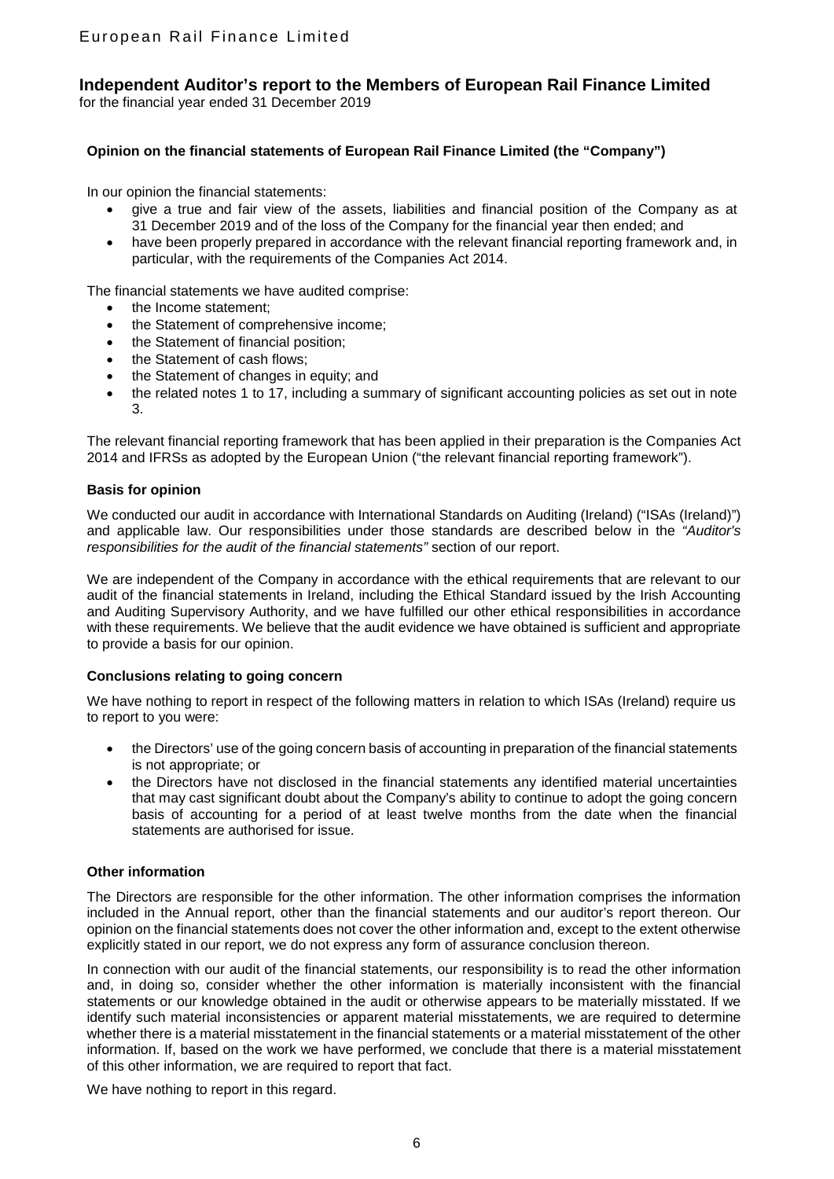# Independent Auditor's report to the Members of European Rail Finance Limited

for the financial year ended 31 December 2019

### Opinion on the financial statements of European Rail Finance Limited (the "Company")

In our opinion the financial statements:

- give a true and fair view of the assets, liabilities and financial position of the Company as at 31 December 2019 and of the loss of the Company for the financial year then ended; and
- have been properly prepared in accordance with the relevant financial reporting framework and, in particular, with the requirements of the Companies Act 2014.

The financial statements we have audited comprise:

- the Income statement;
- the Statement of comprehensive income;
- the Statement of financial position;
- the Statement of cash flows;
- the Statement of changes in equity; and
- the related notes 1 to 17, including a summary of significant accounting policies as set out in note 3.

The relevant financial reporting framework that has been applied in their preparation is the Companies Act 2014 and IFRSs as adopted by the European Union ("the relevant financial reporting framework").

### Basis for opinion

We conducted our audit in accordance with International Standards on Auditing (Ireland) ("ISAs (Ireland)") and applicable law. Our responsibilities under those standards are described below in the *"Auditor's responsibilities for the audit of the financial statements"* section of our report.

We are independent of the Company in accordance with the ethical requirements that are relevant to our audit of the financial statements in Ireland, including the Ethical Standard issued by the Irish Accounting and Auditing Supervisory Authority, and we have fulfilled our other ethical responsibilities in accordance with these requirements. We believe that the audit evidence we have obtained is sufficient and appropriate to provide a basis for our opinion.

### Conclusions relating to going concern

We have nothing to report in respect of the following matters in relation to which ISAs (Ireland) require us to report to you were:

- the Directors' use of the going concern basis of accounting in preparation of the financial statements is not appropriate; or
- the Directors have not disclosed in the financial statements any identified material uncertainties that may cast significant doubt about the Company's ability to continue to adopt the going concern basis of accounting for a period of at least twelve months from the date when the financial statements are authorised for issue.

### Other information

The Directors are responsible for the other information. The other information comprises the information included in the Annual report, other than the financial statements and our auditor's report thereon. Our opinion on the financial statements does not cover the other information and, except to the extent otherwise explicitly stated in our report, we do not express any form of assurance conclusion thereon.

In connection with our audit of the financial statements, our responsibility is to read the other information and, in doing so, consider whether the other information is materially inconsistent with the financial statements or our knowledge obtained in the audit or otherwise appears to be materially misstated. If we identify such material inconsistencies or apparent material misstatements, we are required to determine whether there is a material misstatement in the financial statements or a material misstatement of the other information. If, based on the work we have performed, we conclude that there is a material misstatement of this other information, we are required to report that fact.

We have nothing to report in this regard.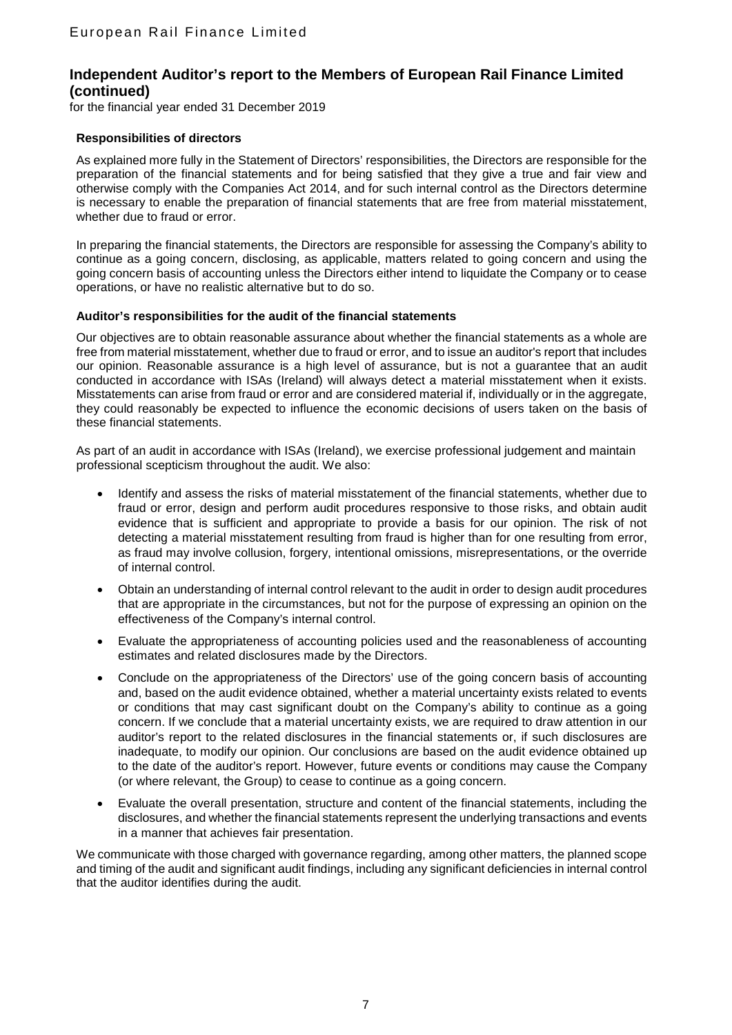## Independent Auditor's report to the Members of European Rail Finance Limited (continued)

for the financial year ended 31 December 2019

**Responsibilities of directors**

As explained more fully in the Statement of Directors' responsibilities, the Directors are responsible for the preparation of the financial statements and for being satisfied that they give a true and fair view and otherwise comply with the Companies Act 2014, and for such internal control as the Directors determine is necessary to enable the preparation of financial statements that are free from material misstatement, whether due to fraud or error.

In preparing the financial statements, the Directors are responsible for assessing the Company's ability to continue as a going concern, disclosing, as applicable, matters related to going concern and using the going concern basis of accounting unless the Directors either intend to liquidate the Company or to cease operations, or have no realistic alternative but to do so.

**Auditor's responsibilities for the audit of the financial statements**

Our objectives are to obtain reasonable assurance about whether the financial statements as a whole are free from material misstatement, whether due to fraud or error, and to issue an auditor's report that includes our opinion. Reasonable assurance is a high level of assurance, but is not a guarantee that an audit conducted in accordance with ISAs (Ireland) will always detect a material misstatement when it exists. Misstatements can arise from fraud or error and are considered material if, individually or in the aggregate, they could reasonably be expected to influence the economic decisions of users taken on the basis of these financial statements.

As part of an audit in accordance with ISAs (Ireland), we exercise professional judgement and maintain professional scepticism throughout the audit. We also:

- Identify and assess the risks of material misstatement of the financial statements, whether due to fraud or error, design and perform audit procedures responsive to those risks, and obtain audit evidence that is sufficient and appropriate to provide a basis for our opinion. The risk of not detecting a material misstatement resulting from fraud is higher than for one resulting from error, as fraud may involve collusion, forgery, intentional omissions, misrepresentations, or the override of internal control.
- Obtain an understanding of internal control relevant to the audit in order to design audit procedures that are appropriate in the circumstances, but not for the purpose of expressing an opinion on the effectiveness of the Company's internal control.
- Evaluate the appropriateness of accounting policies used and the reasonableness of accounting estimates and related disclosures made by the Directors.
- Conclude on the appropriateness of the Directors' use of the going concern basis of accounting and, based on the audit evidence obtained, whether a material uncertainty exists related to events or conditions that may cast significant doubt on the Company's ability to continue as a going concern. If we conclude that a material uncertainty exists, we are required to draw attention in our auditor's report to the related disclosures in the financial statements or, if such disclosures are inadequate, to modify our opinion. Our conclusions are based on the audit evidence obtained up to the date of the auditor's report. However, future events or conditions may cause the Company (or where relevant, the Group) to cease to continue as a going concern.
- Evaluate the overall presentation, structure and content of the financial statements, including the disclosures, and whether the financial statements represent the underlying transactions and events in a manner that achieves fair presentation.

We communicate with those charged with governance regarding, among other matters, the planned scope and timing of the audit and significant audit findings, including any significant deficiencies in internal control that the auditor identifies during the audit.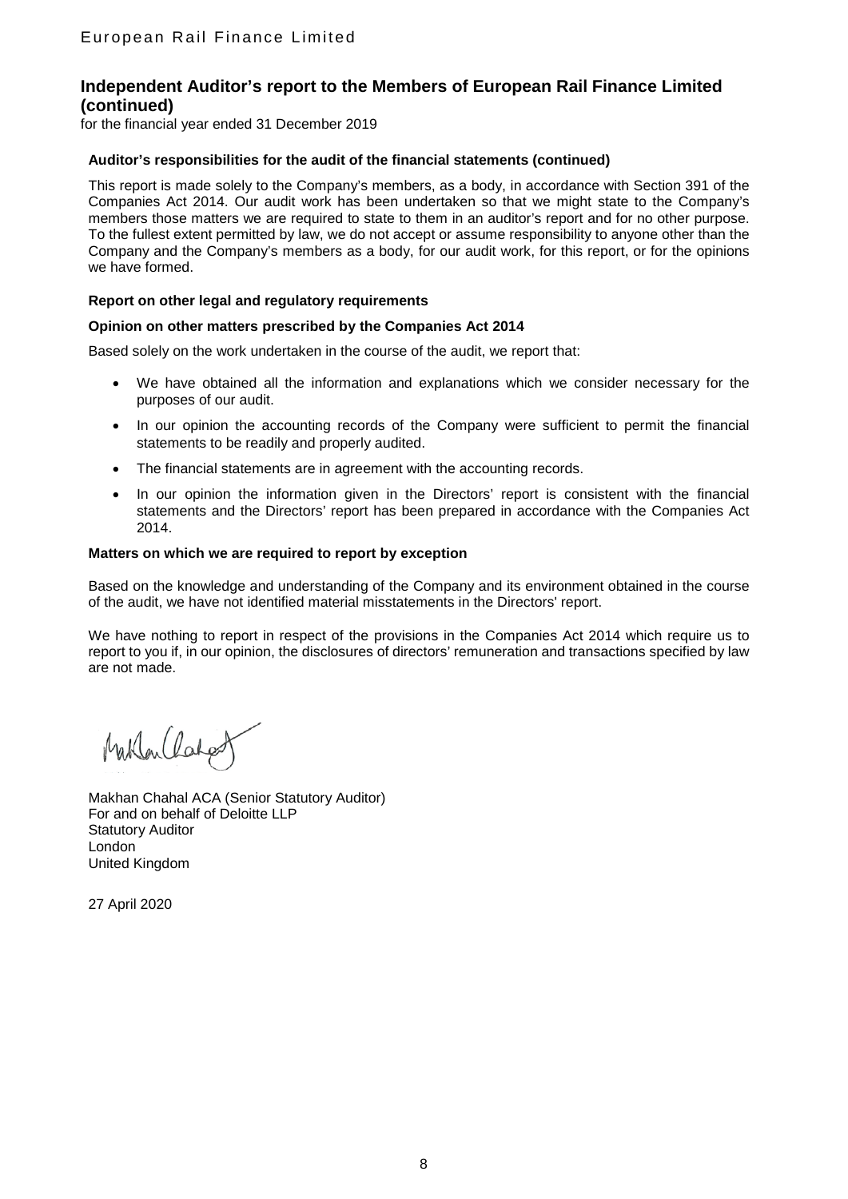## Independent Auditor's report to the Members of European Rail Finance Limited (continued)

for the financial year ended 31 December 2019

**Auditor's responsibilities for the audit of the financial statements (continued)**

This report is made solely to the Company's members, as a body, in accordance with Section 391 of the Companies Act 2014. Our audit work has been undertaken so that we might state to the Company's members those matters we are required to state to them in an auditor's report and for no other purpose. To the fullest extent permitted by law, we do not accept or assume responsibility to anyone other than the Company and the Company's members as a body, for our audit work, for this report, or for the opinions we have formed.

**Report on other legal and regulatory requirements**

**Opinion on other matters prescribed by the Companies Act 2014**

Based solely on the work undertaken in the course of the audit, we report that:

- We have obtained all the information and explanations which we consider necessary for the purposes of our audit.
- In our opinion the accounting records of the Company were sufficient to permit the financial statements to be readily and properly audited.
- The financial statements are in agreement with the accounting records.
- In our opinion the information given in the Directors' report is consistent with the financial statements and the Directors' report has been prepared in accordance with the Companies Act 2014.

**Matters on which we are required to report by exception**

Based on the knowledge and understanding of the Company and its environment obtained in the course of the audit, we have not identified material misstatements in the Directors' report.

We have nothing to report in respect of the provisions in the Companies Act 2014 which require us to report to you if, in our opinion, the disclosures of directors' remuneration and transactions specified by law are not made.

Makhan Chahal ACA (Senior Statutory Auditor)
For and on behalf of Deloitte LLP
Statutory Auditor
London
United Kingdom

27 April 2020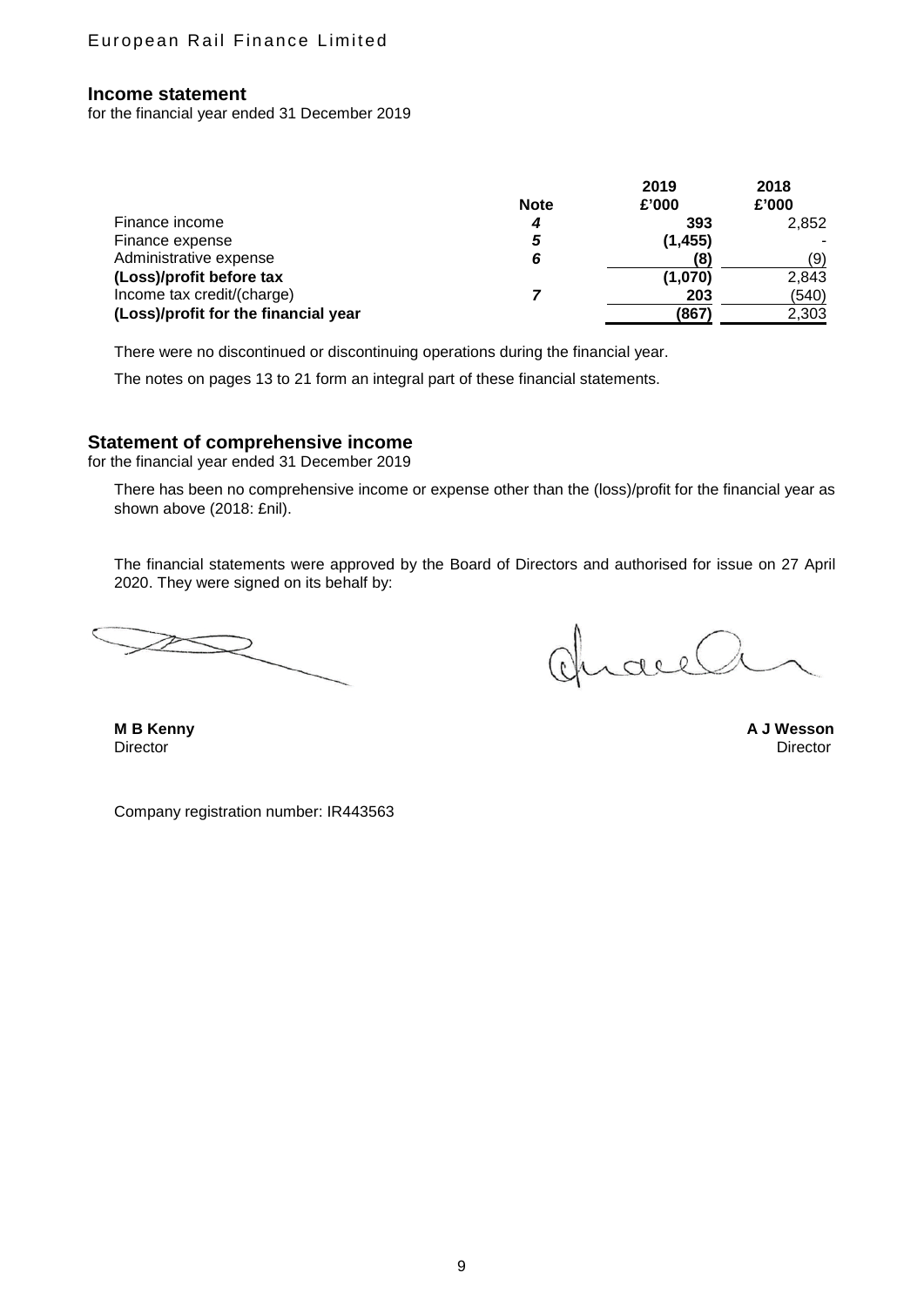European Rail Finance Limited

## Income statement

for the financial year ended 31 December 2019

| | Note | 2019 £'000 | 2018 £'000 |
|---|---|---|---|
| Finance income | *4* | **393** | 2,852 |
| Finance expense | *5* | **(1,455)** | - |
| Administrative expense | *6* | **(8)** | (9) |
| **(Loss)/profit before tax** | | **(1,070)** | 2,843 |
| Income tax credit/(charge) | *7* | **203** | (540) |
| **(Loss)/profit for the financial year** | | **(867)** | 2,303 |

There were no discontinued or discontinuing operations during the financial year.

The notes on pages 13 to 21 form an integral part of these financial statements.

## Statement of comprehensive income

for the financial year ended 31 December 2019

There has been no comprehensive income or expense other than the (loss)/profit for the financial year as shown above (2018: £nil).

The financial statements were approved by the Board of Directors and authorised for issue on 27 April 2020. They were signed on its behalf by:

**M B Kenny**
Director

**A J Wesson**
Director

Company registration number: IR443563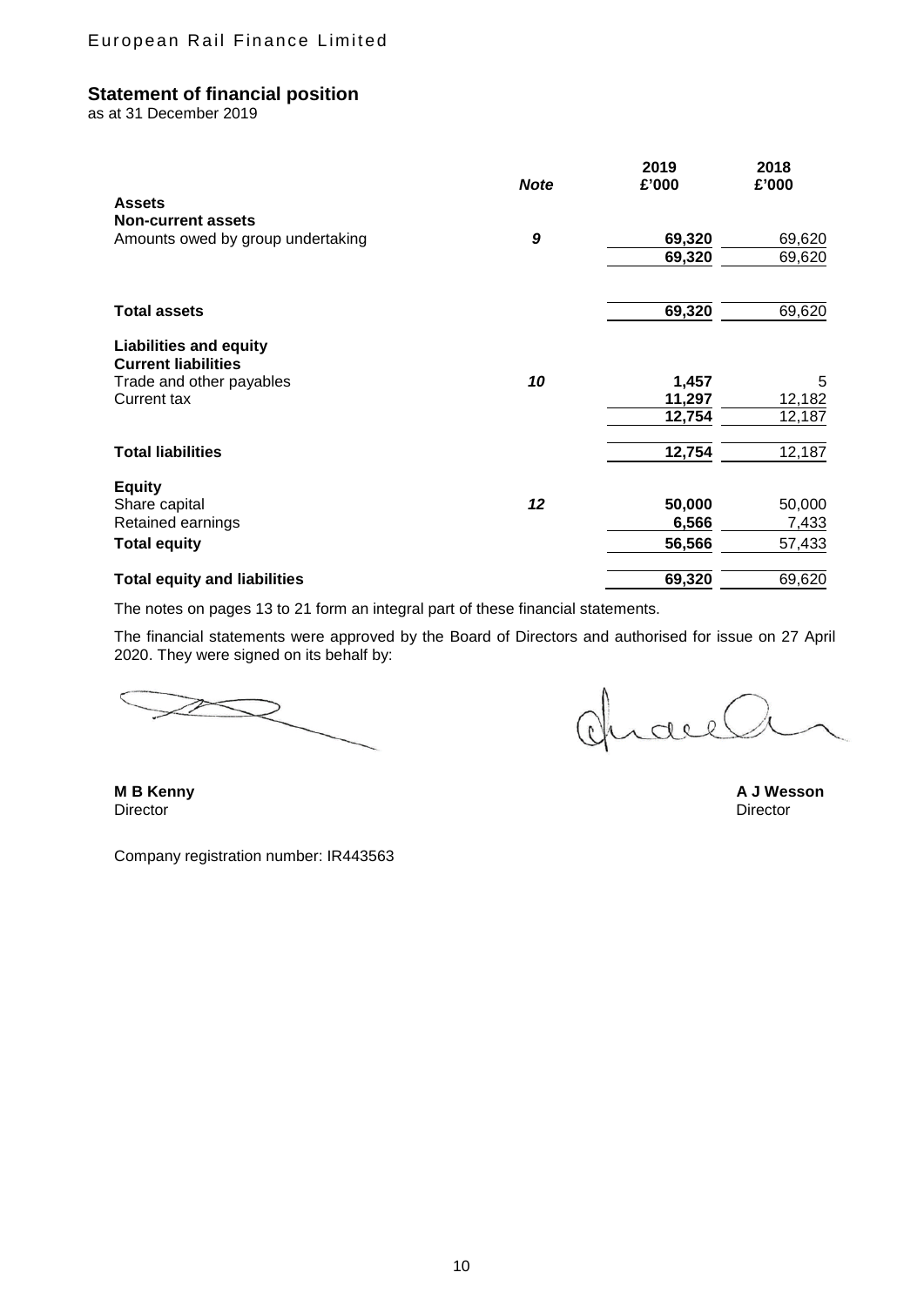European Rail Finance Limited

## Statement of financial position

as at 31 December 2019

| | *Note* | 2019 £'000 | 2018 £'000 |
|---|---|---|---|
| **Assets** | | | |
| **Non-current assets** | | | |
| Amounts owed by group undertaking | *9* | **69,320** | 69,620 |
| | | **69,320** | 69,620 |
| **Total assets** | | **69,320** | 69,620 |
| **Liabilities and equity** | | | |
| **Current liabilities** | | | |
| Trade and other payables | *10* | **1,457** | 5 |
| Current tax | | **11,297** | 12,182 |
| | | **12,754** | 12,187 |
| **Total liabilities** | | **12,754** | 12,187 |
| **Equity** | | | |
| Share capital | *12* | **50,000** | 50,000 |
| Retained earnings | | **6,566** | 7,433 |
| **Total equity** | | **56,566** | 57,433 |
| **Total equity and liabilities** | | **69,320** | 69,620 |

The notes on pages 13 to 21 form an integral part of these financial statements.

The financial statements were approved by the Board of Directors and authorised for issue on 27 April 2020. They were signed on its behalf by:

**M B Kenny**
Director

**A J Wesson**
Director

Company registration number: IR443563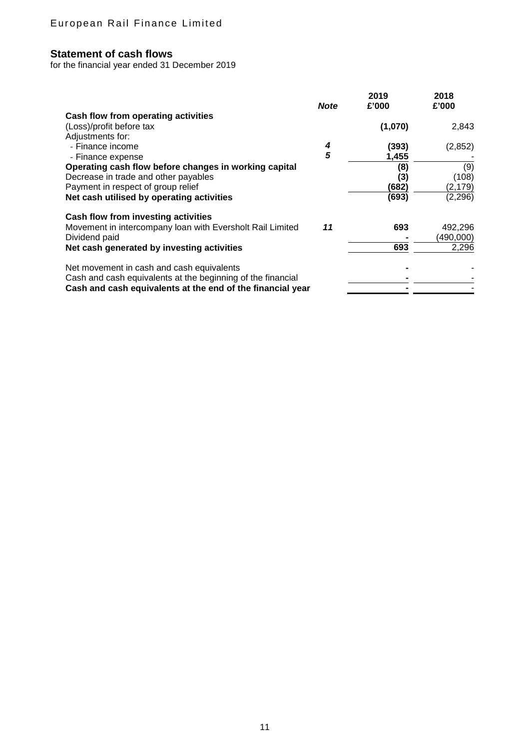## Statement of cash flows

for the financial year ended 31 December 2019

| | Note | 2019 £'000 | 2018 £'000 |
|---|---|---|---|
| **Cash flow from operating activities** | | | |
| (Loss)/profit before tax | | **(1,070)** | 2,843 |
| Adjustments for: | | | |
| - Finance income | *4* | **(393)** | (2,852) |
| - Finance expense | *5* | **1,455** | - |
| **Operating cash flow before changes in working capital** | | **(8)** | (9) |
| Decrease in trade and other payables | | **(3)** | (108) |
| Payment in respect of group relief | | **(682)** | (2,179) |
| **Net cash utilised by operating activities** | | **(693)** | (2,296) |
| | | | |
| **Cash flow from investing activities** | | | |
| Movement in intercompany loan with Eversholt Rail Limited | *11* | **693** | 492,296 |
| Dividend paid | | **-** | (490,000) |
| **Net cash generated by investing activities** | | **693** | 2,296 |
| | | | |
| Net movement in cash and cash equivalents | | **-** | - |
| Cash and cash equivalents at the beginning of the financial | | **-** | - |
| **Cash and cash equivalents at the end of the financial year** | | **-** | - |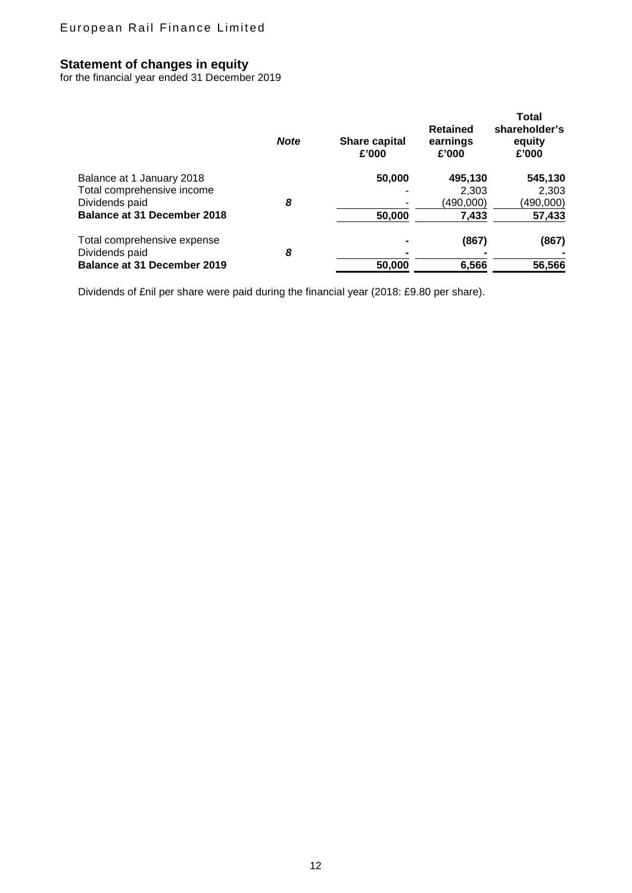European Rail Finance Limited

## Statement of changes in equity

for the financial year ended 31 December 2019

| | *Note* | **Share capital £'000** | **Retained earnings £'000** | **Total shareholder's equity £'000** |
|---|---|---|---|---|
| Balance at 1 January 2018 | | **50,000** | **495,130** | **545,130** |
| Total comprehensive income | | - | 2,303 | 2,303 |
| Dividends paid | *8* | - | (490,000) | (490,000) |
| **Balance at 31 December 2018** | | **50,000** | **7,433** | **57,433** |
| Total comprehensive expense | | **-** | **(867)** | **(867)** |
| Dividends paid | *8* | **-** | **-** | **-** |
| **Balance at 31 December 2019** | | **50,000** | **6,566** | **56,566** |

Dividends of £nil per share were paid during the financial year (2018: £9.80 per share).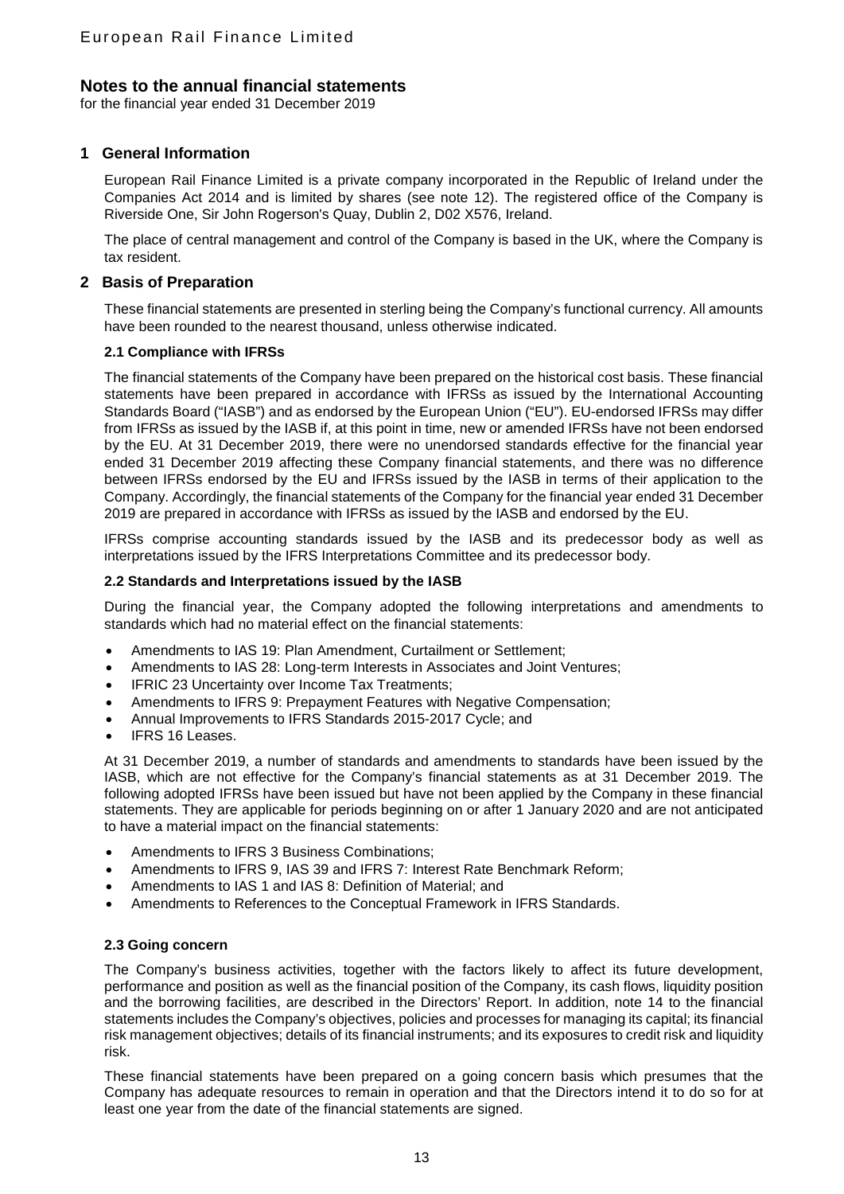# Notes to the annual financial statements

for the financial year ended 31 December 2019

## 1 General Information

European Rail Finance Limited is a private company incorporated in the Republic of Ireland under the Companies Act 2014 and is limited by shares (see note 12). The registered office of the Company is Riverside One, Sir John Rogerson's Quay, Dublin 2, D02 X576, Ireland.

The place of central management and control of the Company is based in the UK, where the Company is tax resident.

## 2 Basis of Preparation

These financial statements are presented in sterling being the Company's functional currency. All amounts have been rounded to the nearest thousand, unless otherwise indicated.

### 2.1 Compliance with IFRSs

The financial statements of the Company have been prepared on the historical cost basis. These financial statements have been prepared in accordance with IFRSs as issued by the International Accounting Standards Board ("IASB") and as endorsed by the European Union ("EU"). EU-endorsed IFRSs may differ from IFRSs as issued by the IASB if, at this point in time, new or amended IFRSs have not been endorsed by the EU. At 31 December 2019, there were no unendorsed standards effective for the financial year ended 31 December 2019 affecting these Company financial statements, and there was no difference between IFRSs endorsed by the EU and IFRSs issued by the IASB in terms of their application to the Company. Accordingly, the financial statements of the Company for the financial year ended 31 December 2019 are prepared in accordance with IFRSs as issued by the IASB and endorsed by the EU.

IFRSs comprise accounting standards issued by the IASB and its predecessor body as well as interpretations issued by the IFRS Interpretations Committee and its predecessor body.

### 2.2 Standards and Interpretations issued by the IASB

During the financial year, the Company adopted the following interpretations and amendments to standards which had no material effect on the financial statements:

- Amendments to IAS 19: Plan Amendment, Curtailment or Settlement;
- Amendments to IAS 28: Long-term Interests in Associates and Joint Ventures;
- IFRIC 23 Uncertainty over Income Tax Treatments;
- Amendments to IFRS 9: Prepayment Features with Negative Compensation;
- Annual Improvements to IFRS Standards 2015-2017 Cycle; and
- IFRS 16 Leases.

At 31 December 2019, a number of standards and amendments to standards have been issued by the IASB, which are not effective for the Company's financial statements as at 31 December 2019. The following adopted IFRSs have been issued but have not been applied by the Company in these financial statements. They are applicable for periods beginning on or after 1 January 2020 and are not anticipated to have a material impact on the financial statements:

- Amendments to IFRS 3 Business Combinations;
- Amendments to IFRS 9, IAS 39 and IFRS 7: Interest Rate Benchmark Reform;
- Amendments to IAS 1 and IAS 8: Definition of Material; and
- Amendments to References to the Conceptual Framework in IFRS Standards.

### 2.3 Going concern

The Company's business activities, together with the factors likely to affect its future development, performance and position as well as the financial position of the Company, its cash flows, liquidity position and the borrowing facilities, are described in the Directors' Report. In addition, note 14 to the financial statements includes the Company's objectives, policies and processes for managing its capital; its financial risk management objectives; details of its financial instruments; and its exposures to credit risk and liquidity risk.

These financial statements have been prepared on a going concern basis which presumes that the Company has adequate resources to remain in operation and that the Directors intend it to do so for at least one year from the date of the financial statements are signed.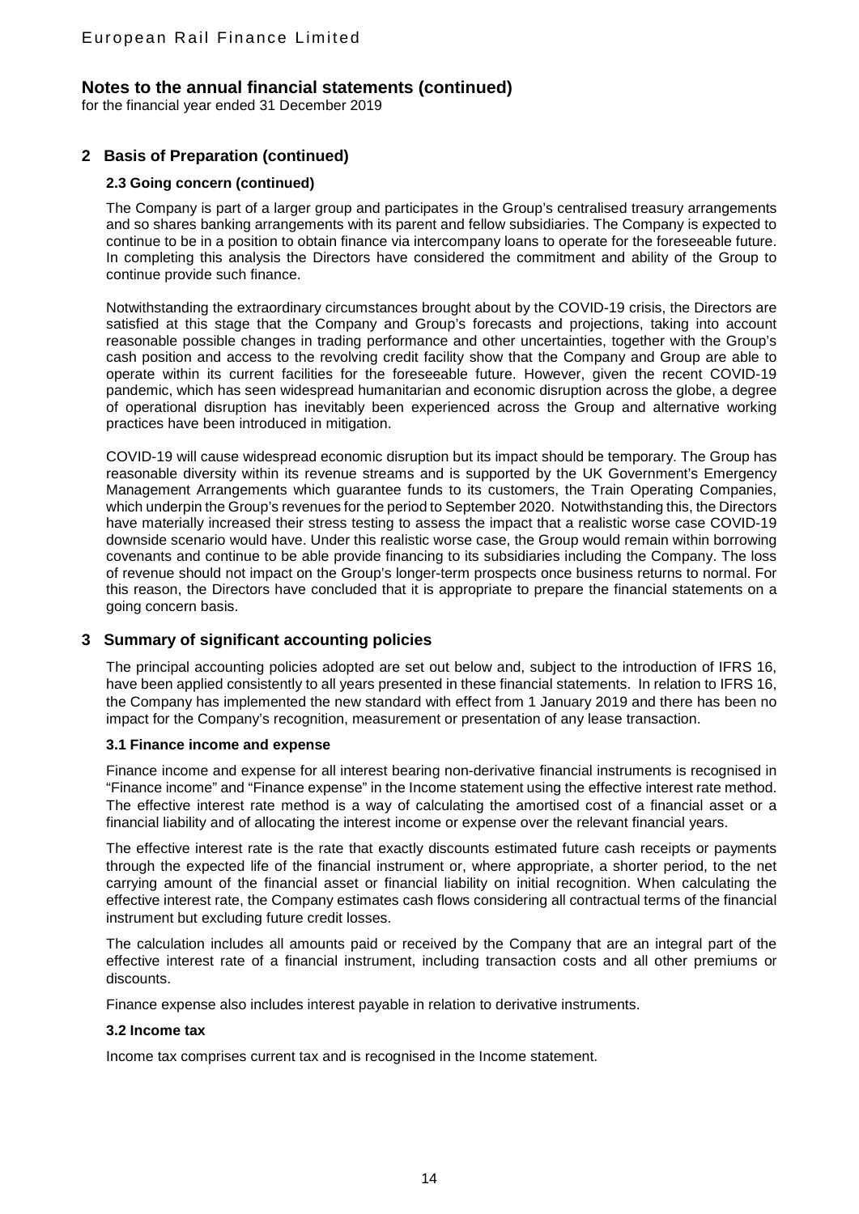# Notes to the annual financial statements (continued)

for the financial year ended 31 December 2019

## 2 Basis of Preparation (continued)

### 2.3 Going concern (continued)

The Company is part of a larger group and participates in the Group's centralised treasury arrangements and so shares banking arrangements with its parent and fellow subsidiaries. The Company is expected to continue to be in a position to obtain finance via intercompany loans to operate for the foreseeable future. In completing this analysis the Directors have considered the commitment and ability of the Group to continue provide such finance.

Notwithstanding the extraordinary circumstances brought about by the COVID-19 crisis, the Directors are satisfied at this stage that the Company and Group's forecasts and projections, taking into account reasonable possible changes in trading performance and other uncertainties, together with the Group's cash position and access to the revolving credit facility show that the Company and Group are able to operate within its current facilities for the foreseeable future. However, given the recent COVID-19 pandemic, which has seen widespread humanitarian and economic disruption across the globe, a degree of operational disruption has inevitably been experienced across the Group and alternative working practices have been introduced in mitigation.

COVID-19 will cause widespread economic disruption but its impact should be temporary. The Group has reasonable diversity within its revenue streams and is supported by the UK Government's Emergency Management Arrangements which guarantee funds to its customers, the Train Operating Companies, which underpin the Group's revenues for the period to September 2020. Notwithstanding this, the Directors have materially increased their stress testing to assess the impact that a realistic worse case COVID-19 downside scenario would have. Under this realistic worse case, the Group would remain within borrowing covenants and continue to be able provide financing to its subsidiaries including the Company. The loss of revenue should not impact on the Group's longer-term prospects once business returns to normal. For this reason, the Directors have concluded that it is appropriate to prepare the financial statements on a going concern basis.

## 3 Summary of significant accounting policies

The principal accounting policies adopted are set out below and, subject to the introduction of IFRS 16, have been applied consistently to all years presented in these financial statements. In relation to IFRS 16, the Company has implemented the new standard with effect from 1 January 2019 and there has been no impact for the Company's recognition, measurement or presentation of any lease transaction.

### 3.1 Finance income and expense

Finance income and expense for all interest bearing non-derivative financial instruments is recognised in "Finance income" and "Finance expense" in the Income statement using the effective interest rate method. The effective interest rate method is a way of calculating the amortised cost of a financial asset or a financial liability and of allocating the interest income or expense over the relevant financial years.

The effective interest rate is the rate that exactly discounts estimated future cash receipts or payments through the expected life of the financial instrument or, where appropriate, a shorter period, to the net carrying amount of the financial asset or financial liability on initial recognition. When calculating the effective interest rate, the Company estimates cash flows considering all contractual terms of the financial instrument but excluding future credit losses.

The calculation includes all amounts paid or received by the Company that are an integral part of the effective interest rate of a financial instrument, including transaction costs and all other premiums or discounts.

Finance expense also includes interest payable in relation to derivative instruments.

### 3.2 Income tax

Income tax comprises current tax and is recognised in the Income statement.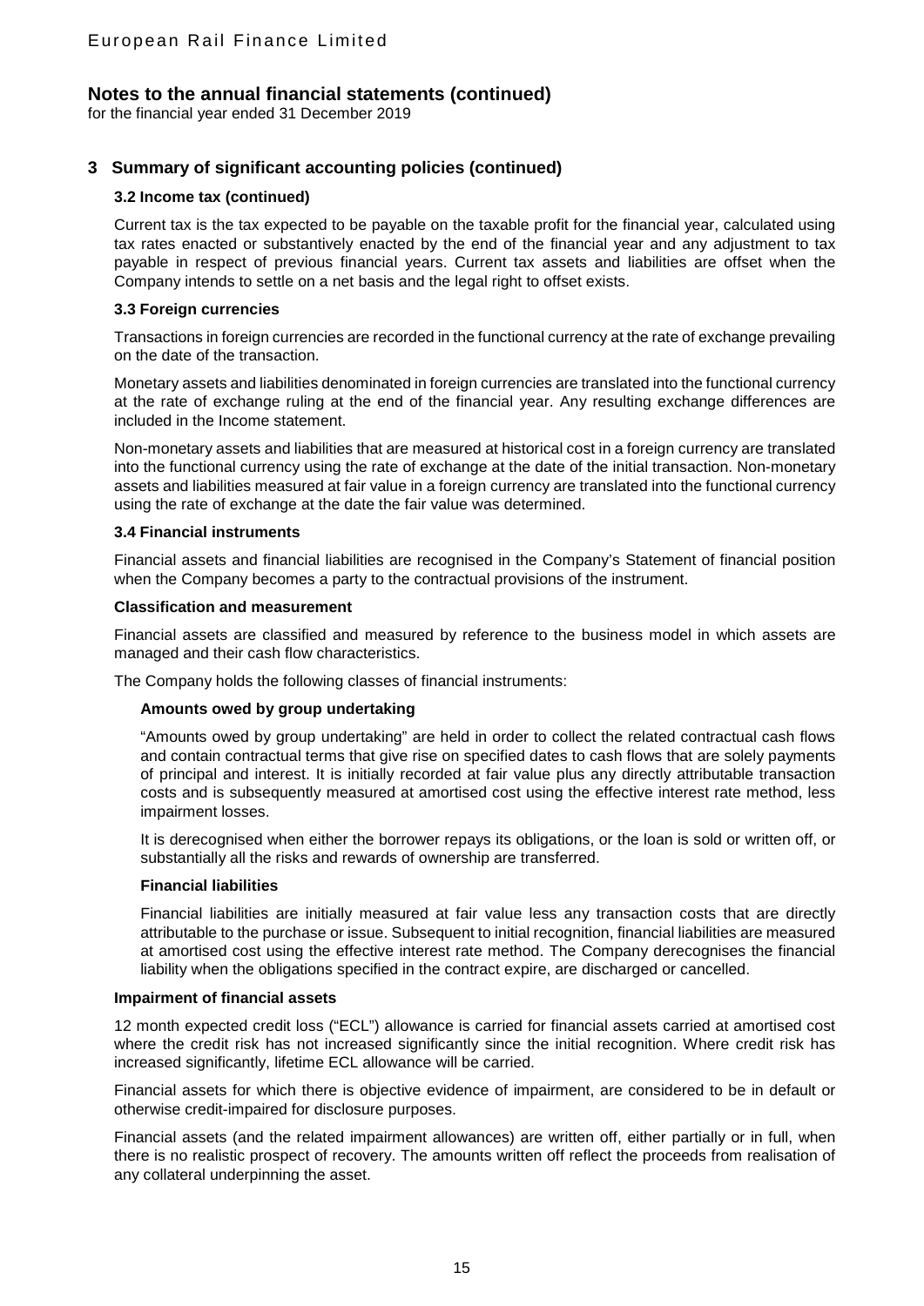## 3 Summary of significant accounting policies (continued)

### 3.2 Income tax (continued)

Current tax is the tax expected to be payable on the taxable profit for the financial year, calculated using tax rates enacted or substantively enacted by the end of the financial year and any adjustment to tax payable in respect of previous financial years. Current tax assets and liabilities are offset when the Company intends to settle on a net basis and the legal right to offset exists.

### 3.3 Foreign currencies

Transactions in foreign currencies are recorded in the functional currency at the rate of exchange prevailing on the date of the transaction.

Monetary assets and liabilities denominated in foreign currencies are translated into the functional currency at the rate of exchange ruling at the end of the financial year. Any resulting exchange differences are included in the Income statement.

Non-monetary assets and liabilities that are measured at historical cost in a foreign currency are translated into the functional currency using the rate of exchange at the date of the initial transaction. Non-monetary assets and liabilities measured at fair value in a foreign currency are translated into the functional currency using the rate of exchange at the date the fair value was determined.

### 3.4 Financial instruments

Financial assets and financial liabilities are recognised in the Company's Statement of financial position when the Company becomes a party to the contractual provisions of the instrument.

**Classification and measurement**

Financial assets are classified and measured by reference to the business model in which assets are managed and their cash flow characteristics.

The Company holds the following classes of financial instruments:

**Amounts owed by group undertaking**

"Amounts owed by group undertaking" are held in order to collect the related contractual cash flows and contain contractual terms that give rise on specified dates to cash flows that are solely payments of principal and interest. It is initially recorded at fair value plus any directly attributable transaction costs and is subsequently measured at amortised cost using the effective interest rate method, less impairment losses.

It is derecognised when either the borrower repays its obligations, or the loan is sold or written off, or substantially all the risks and rewards of ownership are transferred.

**Financial liabilities**

Financial liabilities are initially measured at fair value less any transaction costs that are directly attributable to the purchase or issue. Subsequent to initial recognition, financial liabilities are measured at amortised cost using the effective interest rate method. The Company derecognises the financial liability when the obligations specified in the contract expire, are discharged or cancelled.

**Impairment of financial assets**

12 month expected credit loss ("ECL") allowance is carried for financial assets carried at amortised cost where the credit risk has not increased significantly since the initial recognition. Where credit risk has increased significantly, lifetime ECL allowance will be carried.

Financial assets for which there is objective evidence of impairment, are considered to be in default or otherwise credit-impaired for disclosure purposes.

Financial assets (and the related impairment allowances) are written off, either partially or in full, when there is no realistic prospect of recovery. The amounts written off reflect the proceeds from realisation of any collateral underpinning the asset.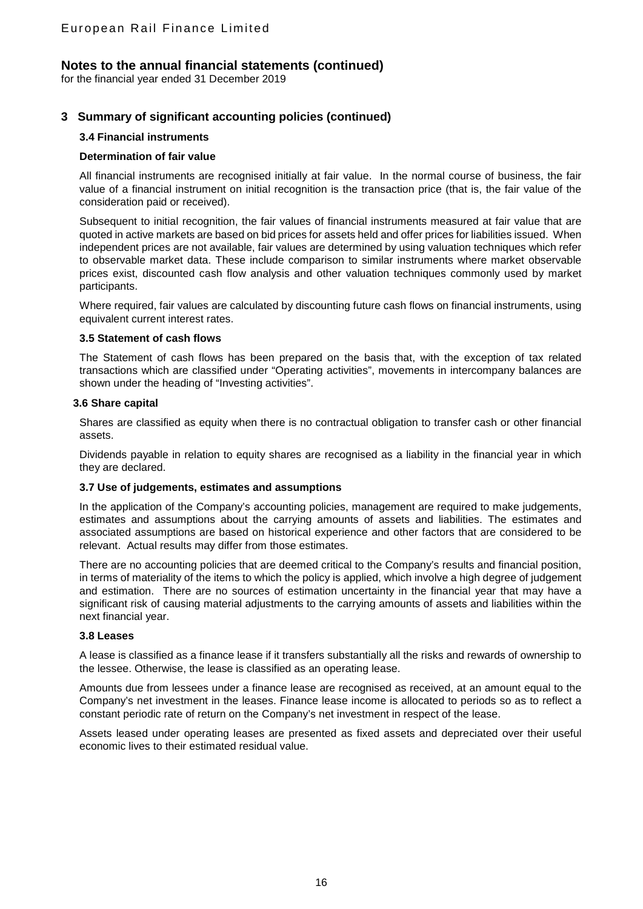# Notes to the annual financial statements (continued)

for the financial year ended 31 December 2019

## 3 Summary of significant accounting policies (continued)

### 3.4 Financial instruments

**Determination of fair value**

All financial instruments are recognised initially at fair value. In the normal course of business, the fair value of a financial instrument on initial recognition is the transaction price (that is, the fair value of the consideration paid or received).

Subsequent to initial recognition, the fair values of financial instruments measured at fair value that are quoted in active markets are based on bid prices for assets held and offer prices for liabilities issued. When independent prices are not available, fair values are determined by using valuation techniques which refer to observable market data. These include comparison to similar instruments where market observable prices exist, discounted cash flow analysis and other valuation techniques commonly used by market participants.

Where required, fair values are calculated by discounting future cash flows on financial instruments, using equivalent current interest rates.

### 3.5 Statement of cash flows

The Statement of cash flows has been prepared on the basis that, with the exception of tax related transactions which are classified under "Operating activities", movements in intercompany balances are shown under the heading of "Investing activities".

### 3.6 Share capital

Shares are classified as equity when there is no contractual obligation to transfer cash or other financial assets.

Dividends payable in relation to equity shares are recognised as a liability in the financial year in which they are declared.

### 3.7 Use of judgements, estimates and assumptions

In the application of the Company's accounting policies, management are required to make judgements, estimates and assumptions about the carrying amounts of assets and liabilities. The estimates and associated assumptions are based on historical experience and other factors that are considered to be relevant. Actual results may differ from those estimates.

There are no accounting policies that are deemed critical to the Company's results and financial position, in terms of materiality of the items to which the policy is applied, which involve a high degree of judgement and estimation. There are no sources of estimation uncertainty in the financial year that may have a significant risk of causing material adjustments to the carrying amounts of assets and liabilities within the next financial year.

### 3.8 Leases

A lease is classified as a finance lease if it transfers substantially all the risks and rewards of ownership to the lessee. Otherwise, the lease is classified as an operating lease.

Amounts due from lessees under a finance lease are recognised as received, at an amount equal to the Company's net investment in the leases. Finance lease income is allocated to periods so as to reflect a constant periodic rate of return on the Company's net investment in respect of the lease.

Assets leased under operating leases are presented as fixed assets and depreciated over their useful economic lives to their estimated residual value.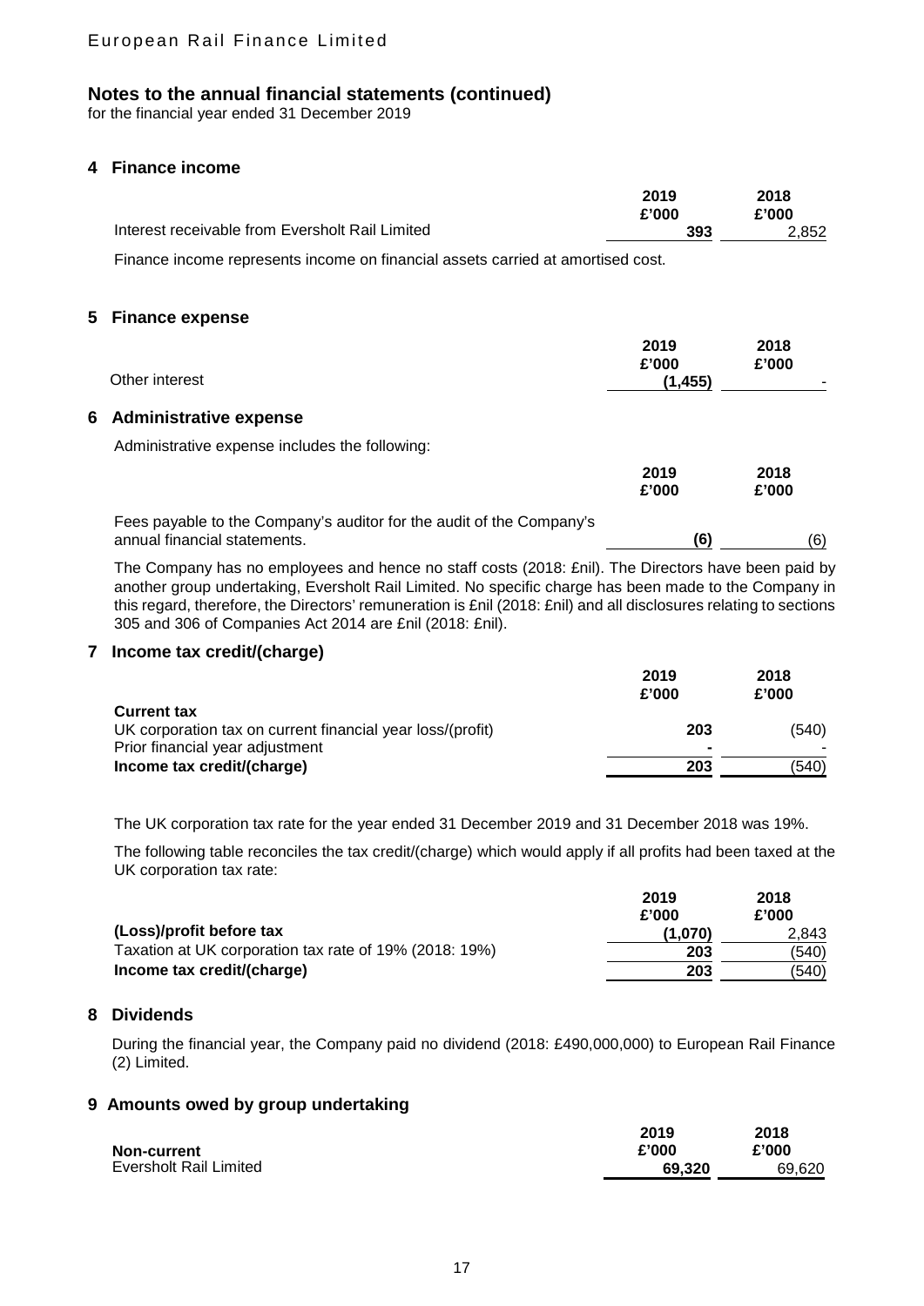## Notes to the annual financial statements (continued)

for the financial year ended 31 December 2019

### 4 Finance income

| | 2019 £'000 | 2018 £'000 |
|---|---|---|
| Interest receivable from Eversholt Rail Limited | **393** | 2,852 |

Finance income represents income on financial assets carried at amortised cost.

### 5 Finance expense

| | 2019 £'000 | 2018 £'000 |
|---|---|---|
| Other interest | **(1,455)** | - |

### 6 Administrative expense

Administrative expense includes the following:

| | 2019 £'000 | 2018 £'000 |
|---|---|---|
| Fees payable to the Company's auditor for the audit of the Company's annual financial statements. | **(6)** | (6) |

The Company has no employees and hence no staff costs (2018: £nil). The Directors have been paid by another group undertaking, Eversholt Rail Limited. No specific charge has been made to the Company in this regard, therefore, the Directors' remuneration is £nil (2018: £nil) and all disclosures relating to sections 305 and 306 of Companies Act 2014 are £nil (2018: £nil).

### 7 Income tax credit/(charge)

| | 2019 £'000 | 2018 £'000 |
|---|---|---|
| **Current tax** | | |
| UK corporation tax on current financial year loss/(profit) | **203** | (540) |
| Prior financial year adjustment | **-** | - |
| **Income tax credit/(charge)** | **203** | (540) |

The UK corporation tax rate for the year ended 31 December 2019 and 31 December 2018 was 19%.

The following table reconciles the tax credit/(charge) which would apply if all profits had been taxed at the UK corporation tax rate:

| | 2019 £'000 | 2018 £'000 |
|---|---|---|
| **(Loss)/profit before tax** | **(1,070)** | 2,843 |
| Taxation at UK corporation tax rate of 19% (2018: 19%) | **203** | (540) |
| **Income tax credit/(charge)** | **203** | (540) |

### 8 Dividends

During the financial year, the Company paid no dividend (2018: £490,000,000) to European Rail Finance (2) Limited.

### 9 Amounts owed by group undertaking

| | 2019 £'000 | 2018 £'000 |
|---|---|---|
| **Non-current** | | |
| Eversholt Rail Limited | **69,320** | 69,620 |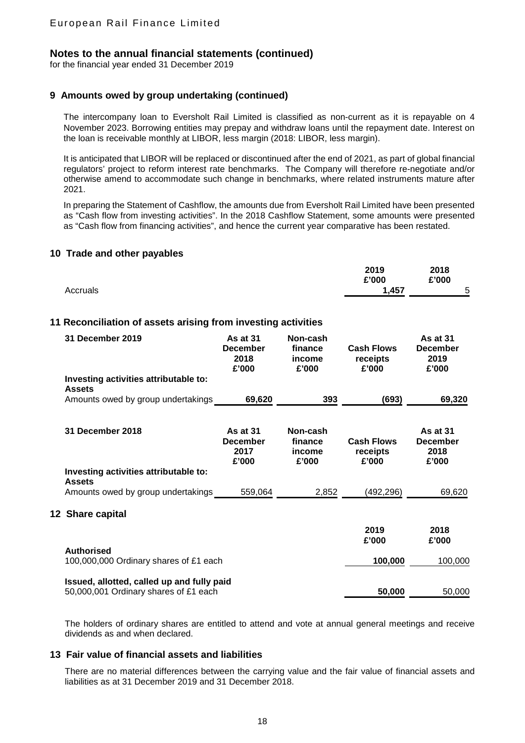# Notes to the annual financial statements (continued)

for the financial year ended 31 December 2019

## 9 Amounts owed by group undertaking (continued)

The intercompany loan to Eversholt Rail Limited is classified as non-current as it is repayable on 4 November 2023. Borrowing entities may prepay and withdraw loans until the repayment date. Interest on the loan is receivable monthly at LIBOR, less margin (2018: LIBOR, less margin).

It is anticipated that LIBOR will be replaced or discontinued after the end of 2021, as part of global financial regulators' project to reform interest rate benchmarks. The Company will therefore re-negotiate and/or otherwise amend to accommodate such change in benchmarks, where related instruments mature after 2021.

In preparing the Statement of Cashflow, the amounts due from Eversholt Rail Limited have been presented as "Cash flow from investing activities". In the 2018 Cashflow Statement, some amounts were presented as "Cash flow from financing activities", and hence the current year comparative has been restated.

## 10 Trade and other payables

| | 2019 £'000 | 2018 £'000 |
|---|---|---|
| Accruals | **1,457** | 5 |

## 11 Reconciliation of assets arising from investing activities

| 31 December 2019 | As at 31 December 2018 £'000 | Non-cash finance income £'000 | Cash Flows receipts £'000 | As at 31 December 2019 £'000 |
|---|---|---|---|---|
| **Investing activities attributable to: Assets** | | | | |
| Amounts owed by group undertakings | **69,620** | **393** | **(693)** | **69,320** |

| 31 December 2018 | As at 31 December 2017 £'000 | Non-cash finance income £'000 | Cash Flows receipts £'000 | As at 31 December 2018 £'000 |
|---|---|---|---|---|
| **Investing activities attributable to: Assets** | | | | |
| Amounts owed by group undertakings | 559,064 | 2,852 | (492,296) | 69,620 |

## 12 Share capital

| | 2019 £'000 | 2018 £'000 |
|---|---|---|
| **Authorised** | | |
| 100,000,000 Ordinary shares of £1 each | **100,000** | 100,000 |
| **Issued, allotted, called up and fully paid** | | |
| 50,000,001 Ordinary shares of £1 each | **50,000** | 50,000 |

The holders of ordinary shares are entitled to attend and vote at annual general meetings and receive dividends as and when declared.

## 13 Fair value of financial assets and liabilities

There are no material differences between the carrying value and the fair value of financial assets and liabilities as at 31 December 2019 and 31 December 2018.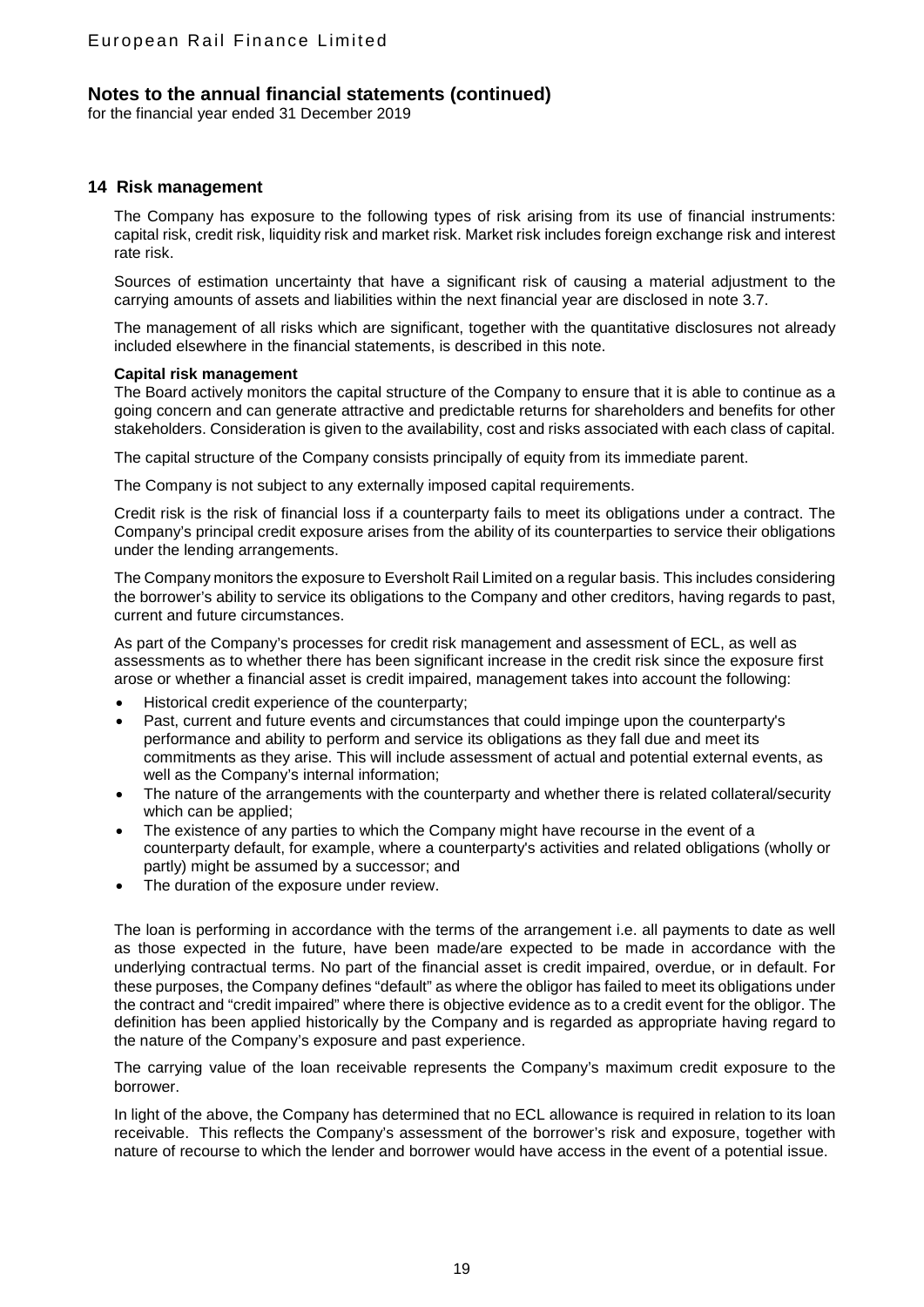# Notes to the annual financial statements (continued)

for the financial year ended 31 December 2019

## 14 Risk management

The Company has exposure to the following types of risk arising from its use of financial instruments: capital risk, credit risk, liquidity risk and market risk. Market risk includes foreign exchange risk and interest rate risk.

Sources of estimation uncertainty that have a significant risk of causing a material adjustment to the carrying amounts of assets and liabilities within the next financial year are disclosed in note 3.7.

The management of all risks which are significant, together with the quantitative disclosures not already included elsewhere in the financial statements, is described in this note.

**Capital risk management**

The Board actively monitors the capital structure of the Company to ensure that it is able to continue as a going concern and can generate attractive and predictable returns for shareholders and benefits for other stakeholders. Consideration is given to the availability, cost and risks associated with each class of capital.

The capital structure of the Company consists principally of equity from its immediate parent.

The Company is not subject to any externally imposed capital requirements.

Credit risk is the risk of financial loss if a counterparty fails to meet its obligations under a contract. The Company's principal credit exposure arises from the ability of its counterparties to service their obligations under the lending arrangements.

The Company monitors the exposure to Eversholt Rail Limited on a regular basis. This includes considering the borrower's ability to service its obligations to the Company and other creditors, having regards to past, current and future circumstances.

As part of the Company's processes for credit risk management and assessment of ECL, as well as assessments as to whether there has been significant increase in the credit risk since the exposure first arose or whether a financial asset is credit impaired, management takes into account the following:

- Historical credit experience of the counterparty;
- Past, current and future events and circumstances that could impinge upon the counterparty's performance and ability to perform and service its obligations as they fall due and meet its commitments as they arise. This will include assessment of actual and potential external events, as well as the Company's internal information;
- The nature of the arrangements with the counterparty and whether there is related collateral/security which can be applied;
- The existence of any parties to which the Company might have recourse in the event of a counterparty default, for example, where a counterparty's activities and related obligations (wholly or partly) might be assumed by a successor; and
- The duration of the exposure under review.

The loan is performing in accordance with the terms of the arrangement i.e. all payments to date as well as those expected in the future, have been made/are expected to be made in accordance with the underlying contractual terms. No part of the financial asset is credit impaired, overdue, or in default. For these purposes, the Company defines "default" as where the obligor has failed to meet its obligations under the contract and "credit impaired" where there is objective evidence as to a credit event for the obligor. The definition has been applied historically by the Company and is regarded as appropriate having regard to the nature of the Company's exposure and past experience.

The carrying value of the loan receivable represents the Company's maximum credit exposure to the borrower.

In light of the above, the Company has determined that no ECL allowance is required in relation to its loan receivable. This reflects the Company's assessment of the borrower's risk and exposure, together with nature of recourse to which the lender and borrower would have access in the event of a potential issue.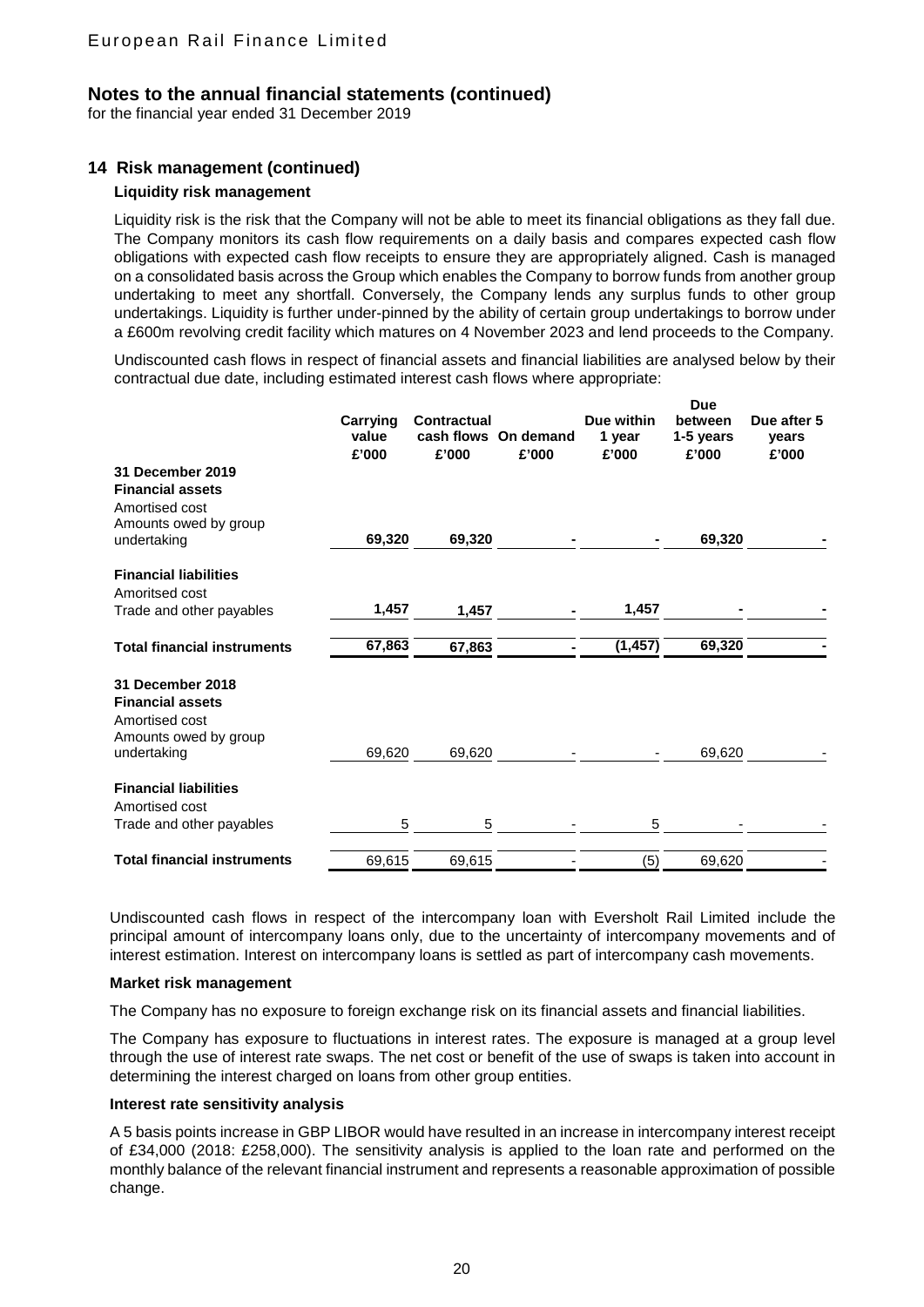# European Rail Finance Limited

## Notes to the annual financial statements (continued)

for the financial year ended 31 December 2019

### 14 Risk management (continued)

#### Liquidity risk management

Liquidity risk is the risk that the Company will not be able to meet its financial obligations as they fall due. The Company monitors its cash flow requirements on a daily basis and compares expected cash flow obligations with expected cash flow receipts to ensure they are appropriately aligned. Cash is managed on a consolidated basis across the Group which enables the Company to borrow funds from another group undertaking to meet any shortfall. Conversely, the Company lends any surplus funds to other group undertakings. Liquidity is further under-pinned by the ability of certain group undertakings to borrow under a £600m revolving credit facility which matures on 4 November 2023 and lend proceeds to the Company.

Undiscounted cash flows in respect of financial assets and financial liabilities are analysed below by their contractual due date, including estimated interest cash flows where appropriate:

| | Carrying value £'000 | Contractual cash flows £'000 | On demand £'000 | Due within 1 year £'000 | Due between 1-5 years £'000 | Due after 5 years £'000 |
|---|---|---|---|---|---|---|
| **31 December 2019** | | | | | | |
| **Financial assets** | | | | | | |
| Amortised cost | | | | | | |
| Amounts owed by group undertaking | **69,320** | **69,320** | **-** | **-** | **69,320** | **-** |
| **Financial liabilities** | | | | | | |
| Amoritsed cost | | | | | | |
| Trade and other payables | **1,457** | **1,457** | **-** | **1,457** | **-** | **-** |
| **Total financial instruments** | **67,863** | **67,863** | **-** | **(1,457)** | **69,320** | **-** |
| **31 December 2018** | | | | | | |
| **Financial assets** | | | | | | |
| Amortised cost | | | | | | |
| Amounts owed by group undertaking | 69,620 | 69,620 | - | - | 69,620 | - |
| **Financial liabilities** | | | | | | |
| Amortised cost | | | | | | |
| Trade and other payables | 5 | 5 | - | 5 | - | - |
| **Total financial instruments** | 69,615 | 69,615 | - | (5) | 69,620 | - |

Undiscounted cash flows in respect of the intercompany loan with Eversholt Rail Limited include the principal amount of intercompany loans only, due to the uncertainty of intercompany movements and of interest estimation. Interest on intercompany loans is settled as part of intercompany cash movements.

#### Market risk management

The Company has no exposure to foreign exchange risk on its financial assets and financial liabilities.

The Company has exposure to fluctuations in interest rates. The exposure is managed at a group level through the use of interest rate swaps. The net cost or benefit of the use of swaps is taken into account in determining the interest charged on loans from other group entities.

#### Interest rate sensitivity analysis

A 5 basis points increase in GBP LIBOR would have resulted in an increase in intercompany interest receipt of £34,000 (2018: £258,000). The sensitivity analysis is applied to the loan rate and performed on the monthly balance of the relevant financial instrument and represents a reasonable approximation of possible change.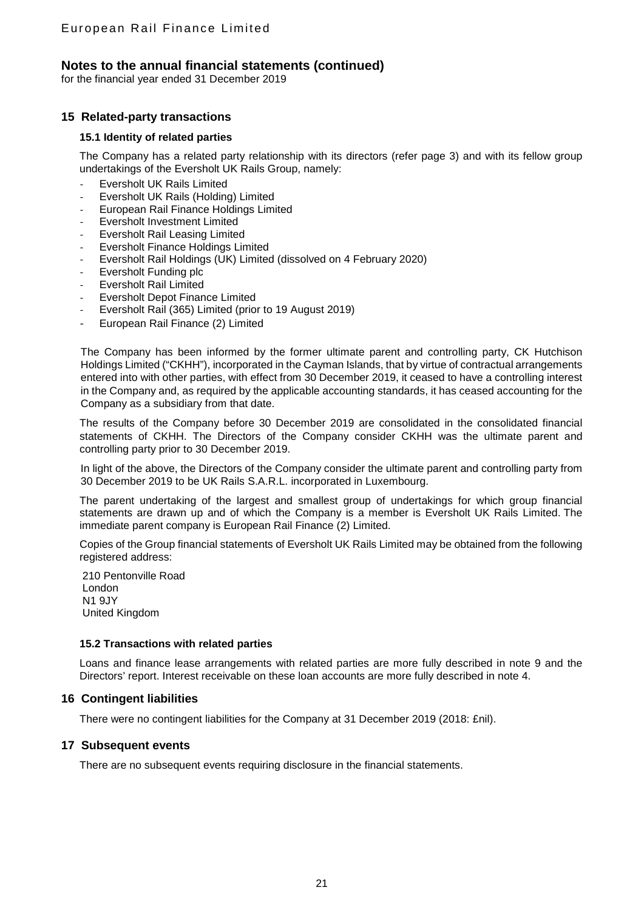# Notes to the annual financial statements (continued)

for the financial year ended 31 December 2019

## 15 Related-party transactions

### 15.1 Identity of related parties

The Company has a related party relationship with its directors (refer page 3) and with its fellow group undertakings of the Eversholt UK Rails Group, namely:

- Eversholt UK Rails Limited
- Eversholt UK Rails (Holding) Limited
- European Rail Finance Holdings Limited
- Eversholt Investment Limited
- Eversholt Rail Leasing Limited
- Eversholt Finance Holdings Limited
- Eversholt Rail Holdings (UK) Limited (dissolved on 4 February 2020)
- Eversholt Funding plc
- Eversholt Rail Limited
- Eversholt Depot Finance Limited
- Eversholt Rail (365) Limited (prior to 19 August 2019)
- European Rail Finance (2) Limited

The Company has been informed by the former ultimate parent and controlling party, CK Hutchison Holdings Limited ("CKHH"), incorporated in the Cayman Islands, that by virtue of contractual arrangements entered into with other parties, with effect from 30 December 2019, it ceased to have a controlling interest in the Company and, as required by the applicable accounting standards, it has ceased accounting for the Company as a subsidiary from that date.

The results of the Company before 30 December 2019 are consolidated in the consolidated financial statements of CKHH. The Directors of the Company consider CKHH was the ultimate parent and controlling party prior to 30 December 2019.

In light of the above, the Directors of the Company consider the ultimate parent and controlling party from 30 December 2019 to be UK Rails S.A.R.L. incorporated in Luxembourg.

The parent undertaking of the largest and smallest group of undertakings for which group financial statements are drawn up and of which the Company is a member is Eversholt UK Rails Limited. The immediate parent company is European Rail Finance (2) Limited.

Copies of the Group financial statements of Eversholt UK Rails Limited may be obtained from the following registered address:

210 Pentonville Road
London
N1 9JY
United Kingdom

### 15.2 Transactions with related parties

Loans and finance lease arrangements with related parties are more fully described in note 9 and the Directors' report. Interest receivable on these loan accounts are more fully described in note 4.

## 16 Contingent liabilities

There were no contingent liabilities for the Company at 31 December 2019 (2018: £nil).

## 17 Subsequent events

There are no subsequent events requiring disclosure in the financial statements.